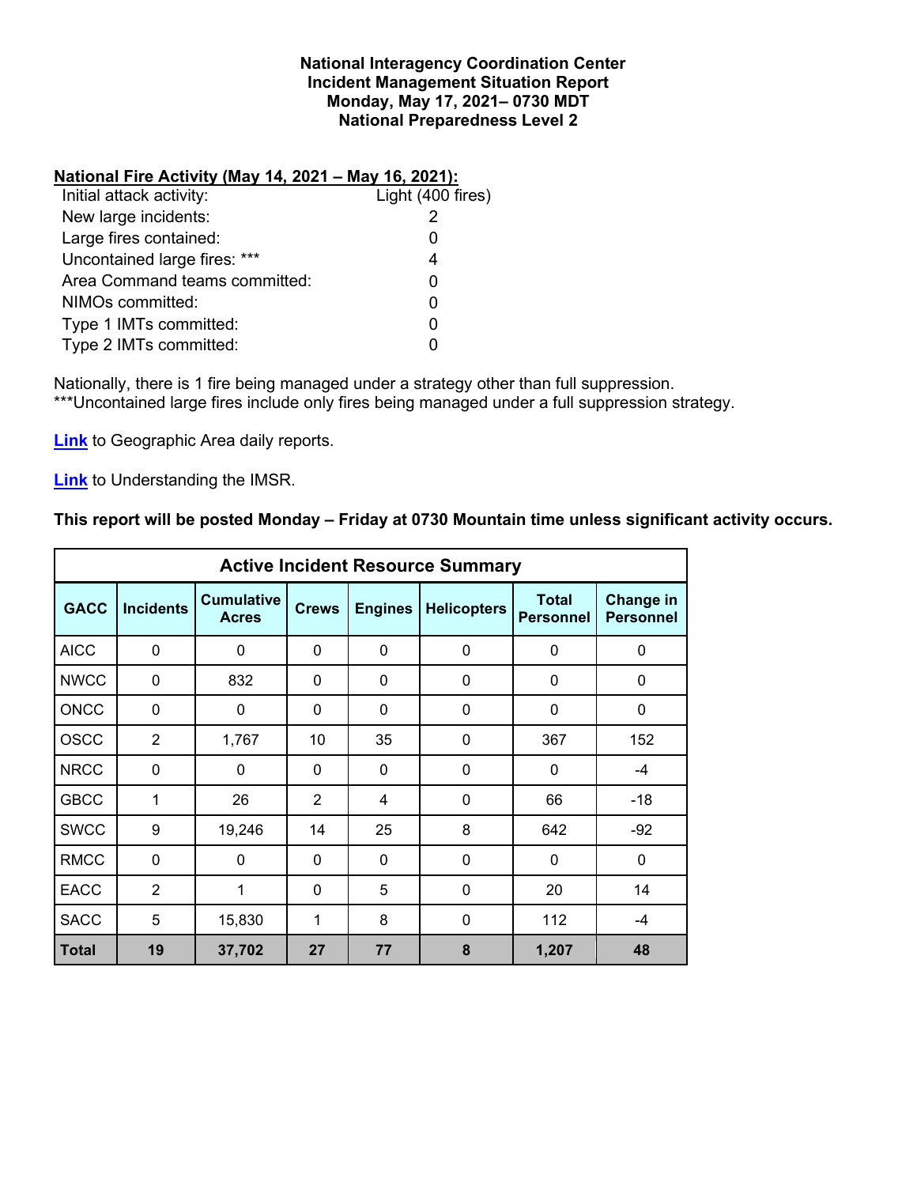**National Interagency Coordination Center**
**Incident Management Situation Report**
**Monday, May 17, 2021– 0730 MDT**
**National Preparedness Level 2**

**National Fire Activity (May 14, 2021 – May 16, 2021):**

| | |
|---|---|
| Initial attack activity: | Light (400 fires) |
| New large incidents: | 2 |
| Large fires contained: | 0 |
| Uncontained large fires: *** | 4 |
| Area Command teams committed: | 0 |
| NIMOs committed: | 0 |
| Type 1 IMTs committed: | 0 |
| Type 2 IMTs committed: | 0 |

Nationally, there is 1 fire being managed under a strategy other than full suppression.
***Uncontained large fires include only fires being managed under a full suppression strategy.

**Link** to Geographic Area daily reports.

**Link** to Understanding the IMSR.

**This report will be posted Monday – Friday at 0730 Mountain time unless significant activity occurs.**

**Active Incident Resource Summary**

| GACC | Incidents | Cumulative Acres | Crews | Engines | Helicopters | Total Personnel | Change in Personnel |
|---|---|---|---|---|---|---|---|
| AICC | 0 | 0 | 0 | 0 | 0 | 0 | 0 |
| NWCC | 0 | 832 | 0 | 0 | 0 | 0 | 0 |
| ONCC | 0 | 0 | 0 | 0 | 0 | 0 | 0 |
| OSCC | 2 | 1,767 | 10 | 35 | 0 | 367 | 152 |
| NRCC | 0 | 0 | 0 | 0 | 0 | 0 | -4 |
| GBCC | 1 | 26 | 2 | 4 | 0 | 66 | -18 |
| SWCC | 9 | 19,246 | 14 | 25 | 8 | 642 | -92 |
| RMCC | 0 | 0 | 0 | 0 | 0 | 0 | 0 |
| EACC | 2 | 1 | 0 | 5 | 0 | 20 | 14 |
| SACC | 5 | 15,830 | 1 | 8 | 0 | 112 | -4 |
| **Total** | **19** | **37,702** | **27** | **77** | **8** | **1,207** | **48** |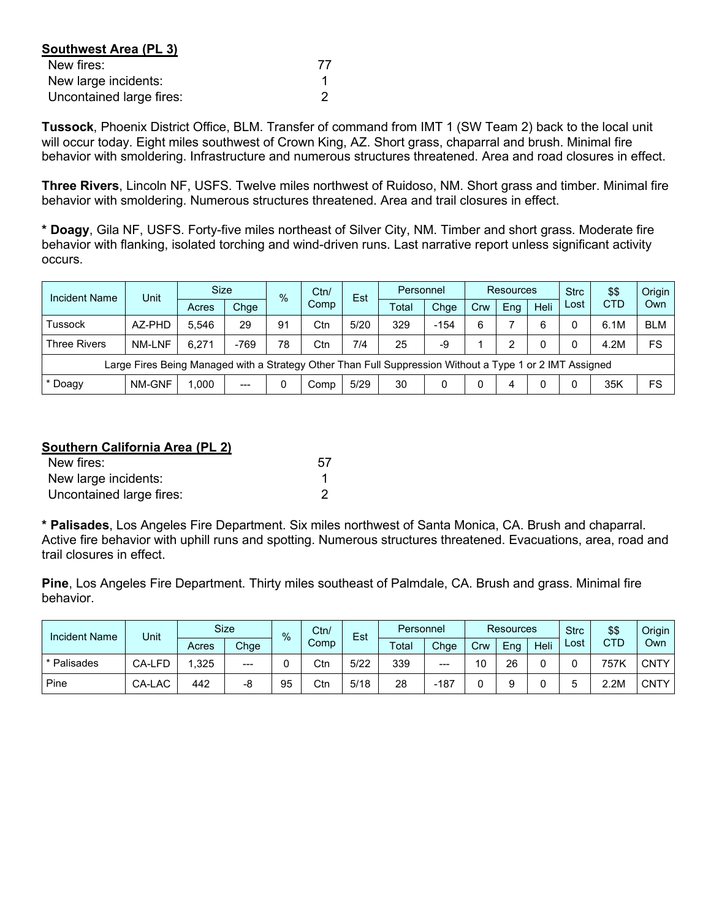**Southwest Area (PL 3)**

| | |
|---|---|
| New fires: | 77 |
| New large incidents: | 1 |
| Uncontained large fires: | 2 |

**Tussock**, Phoenix District Office, BLM. Transfer of command from IMT 1 (SW Team 2) back to the local unit will occur today. Eight miles southwest of Crown King, AZ. Short grass, chaparral and brush. Minimal fire behavior with smoldering. Infrastructure and numerous structures threatened. Area and road closures in effect.

**Three Rivers**, Lincoln NF, USFS. Twelve miles northwest of Ruidoso, NM. Short grass and timber. Minimal fire behavior with smoldering. Numerous structures threatened. Area and trail closures in effect.

**\* Doagy**, Gila NF, USFS. Forty-five miles northeast of Silver City, NM. Timber and short grass. Moderate fire behavior with flanking, isolated torching and wind-driven runs. Last narrative report unless significant activity occurs.

| Incident Name | Unit | Size | | % | Ctn/ Comp | Est | Personnel | | Resources | | | Strc Lost | $$ CTD | Origin Own |
|---|---|---|---|---|---|---|---|---|---|---|---|---|---|---|
| | | Acres | Chge | | | | Total | Chge | Crw | Eng | Heli | | | |
| Tussock | AZ-PHD | 5,546 | 29 | 91 | Ctn | 5/20 | 329 | -154 | 6 | 7 | 6 | 0 | 6.1M | BLM |
| Three Rivers | NM-LNF | 6,271 | -769 | 78 | Ctn | 7/4 | 25 | -9 | 1 | 2 | 0 | 0 | 4.2M | FS |
| Large Fires Being Managed with a Strategy Other Than Full Suppression Without a Type 1 or 2 IMT Assigned | | | | | | | | | | | | | | |
| * Doagy | NM-GNF | 1,000 | --- | 0 | Comp | 5/29 | 30 | 0 | 0 | 4 | 0 | 0 | 35K | FS |

**Southern California Area (PL 2)**

| | |
|---|---|
| New fires: | 57 |
| New large incidents: | 1 |
| Uncontained large fires: | 2 |

**\* Palisades**, Los Angeles Fire Department. Six miles northwest of Santa Monica, CA. Brush and chaparral. Active fire behavior with uphill runs and spotting. Numerous structures threatened. Evacuations, area, road and trail closures in effect.

**Pine**, Los Angeles Fire Department. Thirty miles southeast of Palmdale, CA. Brush and grass. Minimal fire behavior.

| Incident Name | Unit | Size | | % | Ctn/ Comp | Est | Personnel | | Resources | | | Strc Lost | $$ CTD | Origin Own |
|---|---|---|---|---|---|---|---|---|---|---|---|---|---|---|
| | | Acres | Chge | | | | Total | Chge | Crw | Eng | Heli | | | |
| * Palisades | CA-LFD | 1,325 | --- | 0 | Ctn | 5/22 | 339 | --- | 10 | 26 | 0 | 0 | 757K | CNTY |
| Pine | CA-LAC | 442 | -8 | 95 | Ctn | 5/18 | 28 | -187 | 0 | 9 | 0 | 5 | 2.2M | CNTY |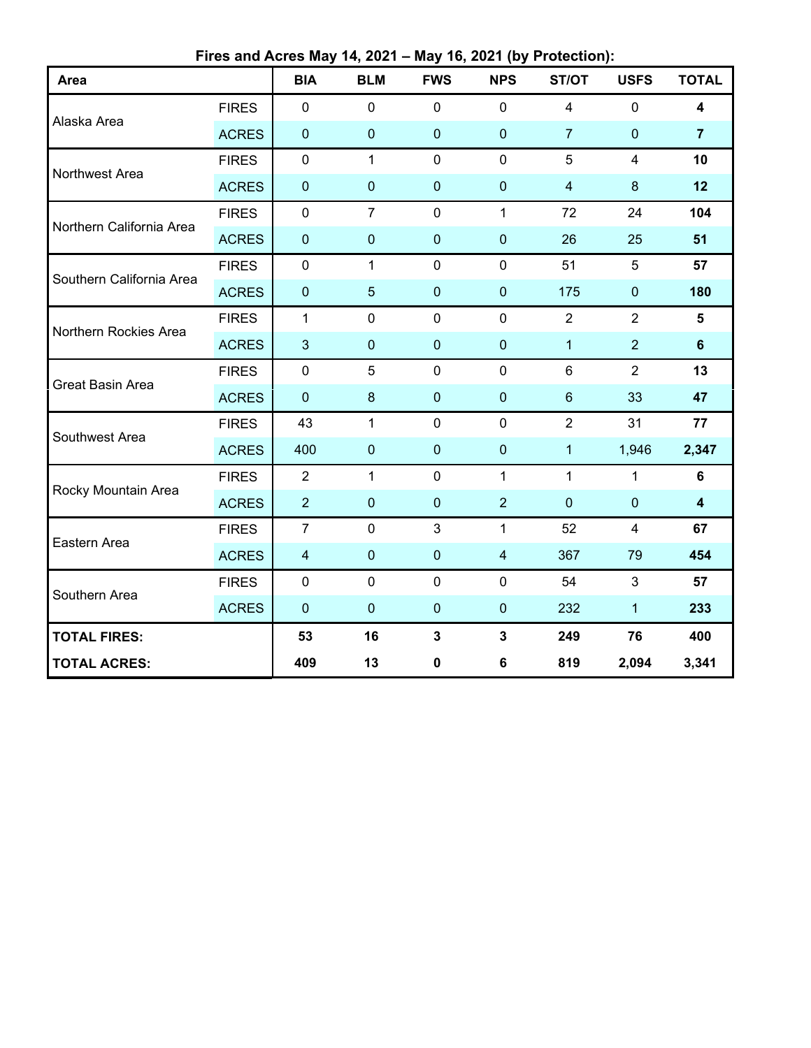**Fires and Acres May 14, 2021 – May 16, 2021 (by Protection):**

| Area | | BIA | BLM | FWS | NPS | ST/OT | USFS | TOTAL |
|---|---|---|---|---|---|---|---|---|
| Alaska Area | FIRES | 0 | 0 | 0 | 0 | 4 | 0 | **4** |
| | ACRES | 0 | 0 | 0 | 0 | 7 | 0 | **7** |
| Northwest Area | FIRES | 0 | 1 | 0 | 0 | 5 | 4 | **10** |
| | ACRES | 0 | 0 | 0 | 0 | 4 | 8 | **12** |
| Northern California Area | FIRES | 0 | 7 | 0 | 1 | 72 | 24 | **104** |
| | ACRES | 0 | 0 | 0 | 0 | 26 | 25 | **51** |
| Southern California Area | FIRES | 0 | 1 | 0 | 0 | 51 | 5 | **57** |
| | ACRES | 0 | 5 | 0 | 0 | 175 | 0 | **180** |
| Northern Rockies Area | FIRES | 1 | 0 | 0 | 0 | 2 | 2 | **5** |
| | ACRES | 3 | 0 | 0 | 0 | 1 | 2 | **6** |
| Great Basin Area | FIRES | 0 | 5 | 0 | 0 | 6 | 2 | **13** |
| | ACRES | 0 | 8 | 0 | 0 | 6 | 33 | **47** |
| Southwest Area | FIRES | 43 | 1 | 0 | 0 | 2 | 31 | **77** |
| | ACRES | 400 | 0 | 0 | 0 | 1 | 1,946 | **2,347** |
| Rocky Mountain Area | FIRES | 2 | 1 | 0 | 1 | 1 | 1 | **6** |
| | ACRES | 2 | 0 | 0 | 2 | 0 | 0 | **4** |
| Eastern Area | FIRES | 7 | 0 | 3 | 1 | 52 | 4 | **67** |
| | ACRES | 4 | 0 | 0 | 4 | 367 | 79 | **454** |
| Southern Area | FIRES | 0 | 0 | 0 | 0 | 54 | 3 | **57** |
| | ACRES | 0 | 0 | 0 | 0 | 232 | 1 | **233** |
| **TOTAL FIRES:** | | **53** | **16** | **3** | **3** | **249** | **76** | **400** |
| **TOTAL ACRES:** | | **409** | **13** | **0** | **6** | **819** | **2,094** | **3,341** |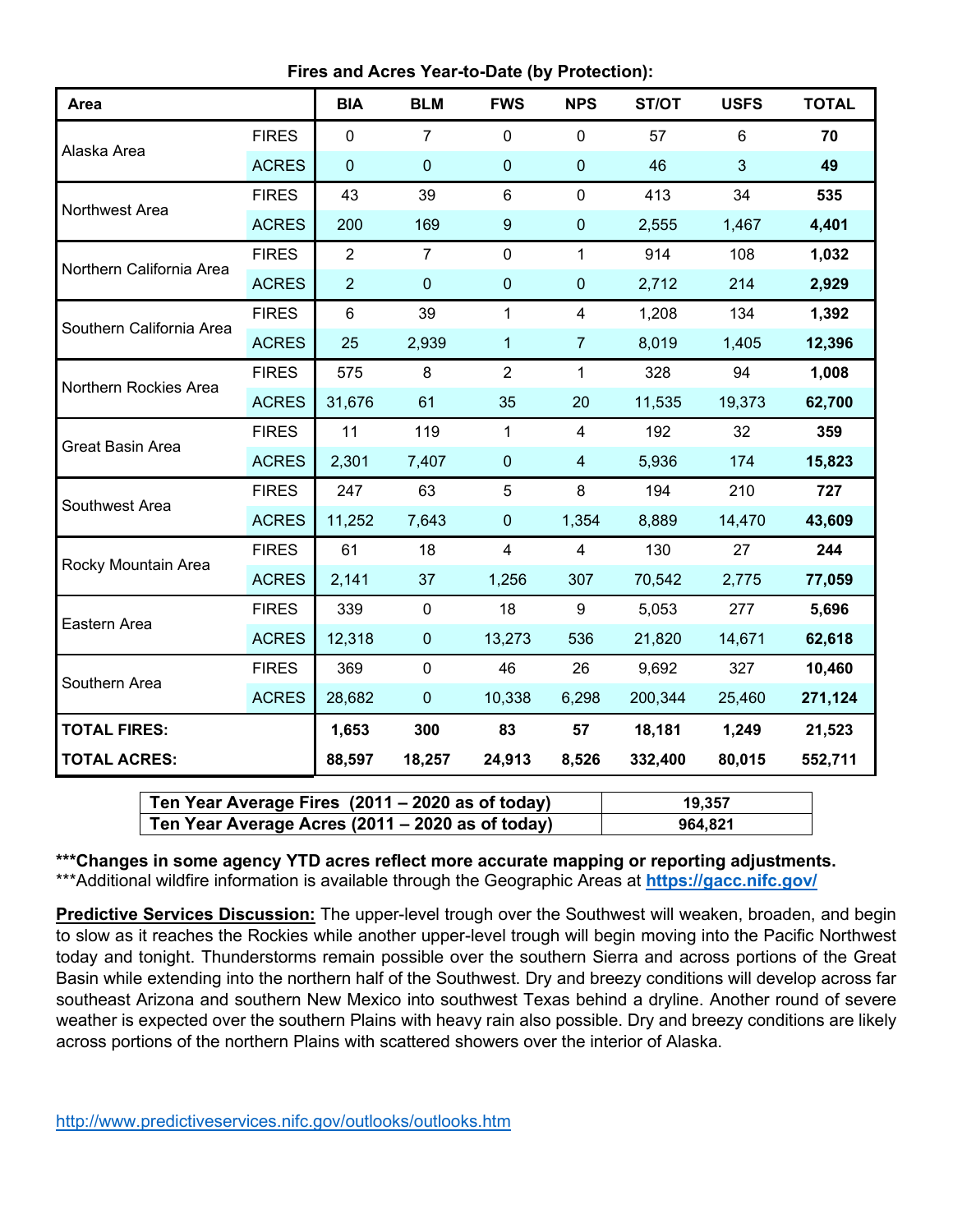**Fires and Acres Year-to-Date (by Protection):**

| Area | | BIA | BLM | FWS | NPS | ST/OT | USFS | TOTAL |
|---|---|---|---|---|---|---|---|---|
| Alaska Area | FIRES | 0 | 7 | 0 | 0 | 57 | 6 | **70** |
| | ACRES | 0 | 0 | 0 | 0 | 46 | 3 | **49** |
| Northwest Area | FIRES | 43 | 39 | 6 | 0 | 413 | 34 | **535** |
| | ACRES | 200 | 169 | 9 | 0 | 2,555 | 1,467 | **4,401** |
| Northern California Area | FIRES | 2 | 7 | 0 | 1 | 914 | 108 | **1,032** |
| | ACRES | 2 | 0 | 0 | 0 | 2,712 | 214 | **2,929** |
| Southern California Area | FIRES | 6 | 39 | 1 | 4 | 1,208 | 134 | **1,392** |
| | ACRES | 25 | 2,939 | 1 | 7 | 8,019 | 1,405 | **12,396** |
| Northern Rockies Area | FIRES | 575 | 8 | 2 | 1 | 328 | 94 | **1,008** |
| | ACRES | 31,676 | 61 | 35 | 20 | 11,535 | 19,373 | **62,700** |
| Great Basin Area | FIRES | 11 | 119 | 1 | 4 | 192 | 32 | **359** |
| | ACRES | 2,301 | 7,407 | 0 | 4 | 5,936 | 174 | **15,823** |
| Southwest Area | FIRES | 247 | 63 | 5 | 8 | 194 | 210 | **727** |
| | ACRES | 11,252 | 7,643 | 0 | 1,354 | 8,889 | 14,470 | **43,609** |
| Rocky Mountain Area | FIRES | 61 | 18 | 4 | 4 | 130 | 27 | **244** |
| | ACRES | 2,141 | 37 | 1,256 | 307 | 70,542 | 2,775 | **77,059** |
| Eastern Area | FIRES | 339 | 0 | 18 | 9 | 5,053 | 277 | **5,696** |
| | ACRES | 12,318 | 0 | 13,273 | 536 | 21,820 | 14,671 | **62,618** |
| Southern Area | FIRES | 369 | 0 | 46 | 26 | 9,692 | 327 | **10,460** |
| | ACRES | 28,682 | 0 | 10,338 | 6,298 | 200,344 | 25,460 | **271,124** |
| **TOTAL FIRES:** | | **1,653** | **300** | **83** | **57** | **18,181** | **1,249** | **21,523** |
| **TOTAL ACRES:** | | **88,597** | **18,257** | **24,913** | **8,526** | **332,400** | **80,015** | **552,711** |

| | |
|---|---|
| **Ten Year Average Fires (2011 – 2020 as of today)** | **19,357** |
| **Ten Year Average Acres (2011 – 2020 as of today)** | **964,821** |

**\*\*\*Changes in some agency YTD acres reflect more accurate mapping or reporting adjustments.**
\*\*\*Additional wildfire information is available through the Geographic Areas at **https://gacc.nifc.gov/**

**Predictive Services Discussion:** The upper-level trough over the Southwest will weaken, broaden, and begin to slow as it reaches the Rockies while another upper-level trough will begin moving into the Pacific Northwest today and tonight. Thunderstorms remain possible over the southern Sierra and across portions of the Great Basin while extending into the northern half of the Southwest. Dry and breezy conditions will develop across far southeast Arizona and southern New Mexico into southwest Texas behind a dryline. Another round of severe weather is expected over the southern Plains with heavy rain also possible. Dry and breezy conditions are likely across portions of the northern Plains with scattered showers over the interior of Alaska.

http://www.predictiveservices.nifc.gov/outlooks/outlooks.htm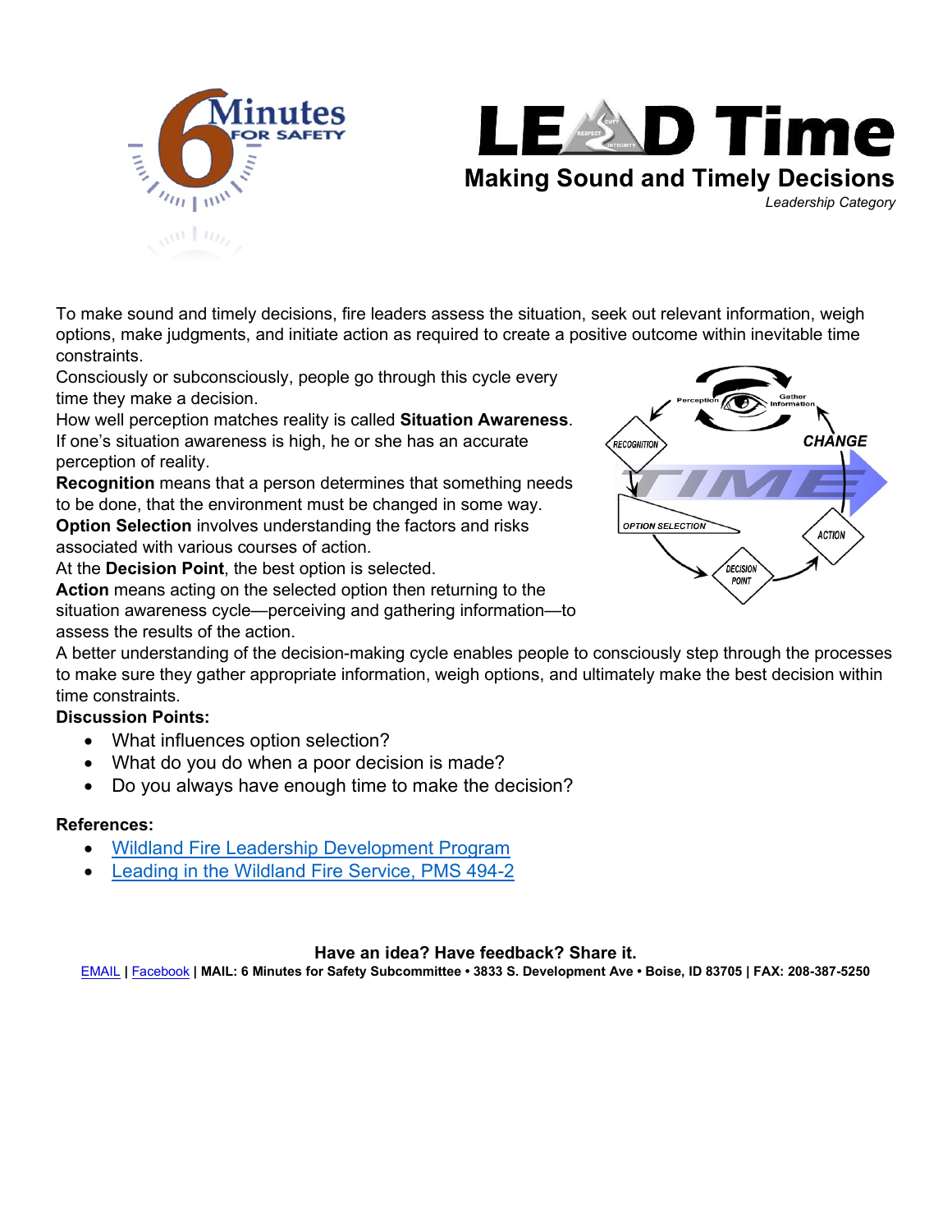# LEAD Time

## Making Sound and Timely Decisions

*Leadership Category*

To make sound and timely decisions, fire leaders assess the situation, seek out relevant information, weigh options, make judgments, and initiate action as required to create a positive outcome within inevitable time constraints.

Consciously or subconsciously, people go through this cycle every time they make a decision.

How well perception matches reality is called **Situation Awareness**. If one's situation awareness is high, he or she has an accurate perception of reality.

**Recognition** means that a person determines that something needs to be done, that the environment must be changed in some way.

**Option Selection** involves understanding the factors and risks associated with various courses of action.

At the **Decision Point**, the best option is selected.

**Action** means acting on the selected option then returning to the situation awareness cycle—perceiving and gathering information—to assess the results of the action.

Perception
Gather Information
RECOGNITION
CHANGE
TIME
OPTION SELECTION
ACTION
DECISION POINT

A better understanding of the decision-making cycle enables people to consciously step through the processes to make sure they gather appropriate information, weigh options, and ultimately make the best decision within time constraints.

**Discussion Points:**

- What influences option selection?
- What do you do when a poor decision is made?
- Do you always have enough time to make the decision?

**References:**

- Wildland Fire Leadership Development Program
- Leading in the Wildland Fire Service, PMS 494-2

**Have an idea? Have feedback? Share it.**

EMAIL | Facebook | **MAIL: 6 Minutes for Safety Subcommittee • 3833 S. Development Ave • Boise, ID 83705 | FAX: 208-387-5250**